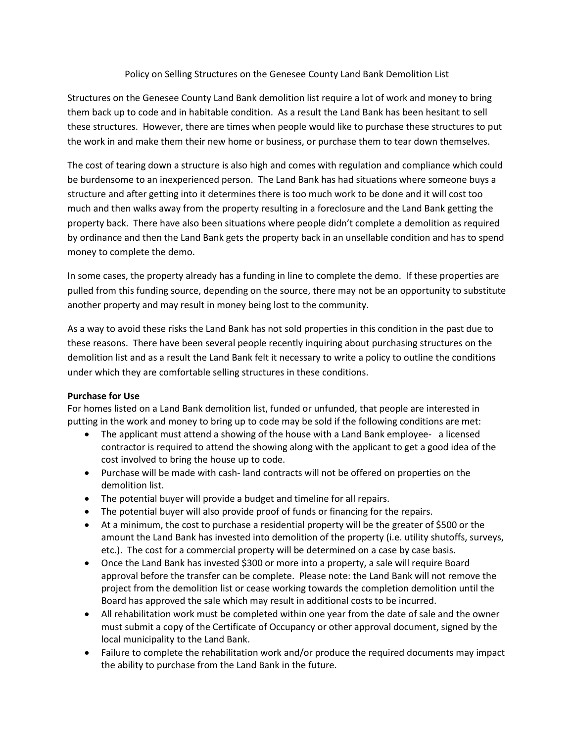Policy on Selling Structures on the Genesee County Land Bank Demolition List

Structures on the Genesee County Land Bank demolition list require a lot of work and money to bring them back up to code and in habitable condition. As a result the Land Bank has been hesitant to sell these structures. However, there are times when people would like to purchase these structures to put the work in and make them their new home or business, or purchase them to tear down themselves.

The cost of tearing down a structure is also high and comes with regulation and compliance which could be burdensome to an inexperienced person. The Land Bank has had situations where someone buys a structure and after getting into it determines there is too much work to be done and it will cost too much and then walks away from the property resulting in a foreclosure and the Land Bank getting the property back. There have also been situations where people didn't complete a demolition as required by ordinance and then the Land Bank gets the property back in an unsellable condition and has to spend money to complete the demo.

In some cases, the property already has a funding in line to complete the demo. If these properties are pulled from this funding source, depending on the source, there may not be an opportunity to substitute another property and may result in money being lost to the community.

As a way to avoid these risks the Land Bank has not sold properties in this condition in the past due to these reasons. There have been several people recently inquiring about purchasing structures on the demolition list and as a result the Land Bank felt it necessary to write a policy to outline the conditions under which they are comfortable selling structures in these conditions.

**Purchase for Use**

For homes listed on a Land Bank demolition list, funded or unfunded, that people are interested in putting in the work and money to bring up to code may be sold if the following conditions are met:

- The applicant must attend a showing of the house with a Land Bank employee- a licensed contractor is required to attend the showing along with the applicant to get a good idea of the cost involved to bring the house up to code.
- Purchase will be made with cash- land contracts will not be offered on properties on the demolition list.
- The potential buyer will provide a budget and timeline for all repairs.
- The potential buyer will also provide proof of funds or financing for the repairs.
- At a minimum, the cost to purchase a residential property will be the greater of $500 or the amount the Land Bank has invested into demolition of the property (i.e. utility shutoffs, surveys, etc.). The cost for a commercial property will be determined on a case by case basis.
- Once the Land Bank has invested $300 or more into a property, a sale will require Board approval before the transfer can be complete. Please note: the Land Bank will not remove the project from the demolition list or cease working towards the completion demolition until the Board has approved the sale which may result in additional costs to be incurred.
- All rehabilitation work must be completed within one year from the date of sale and the owner must submit a copy of the Certificate of Occupancy or other approval document, signed by the local municipality to the Land Bank.
- Failure to complete the rehabilitation work and/or produce the required documents may impact the ability to purchase from the Land Bank in the future.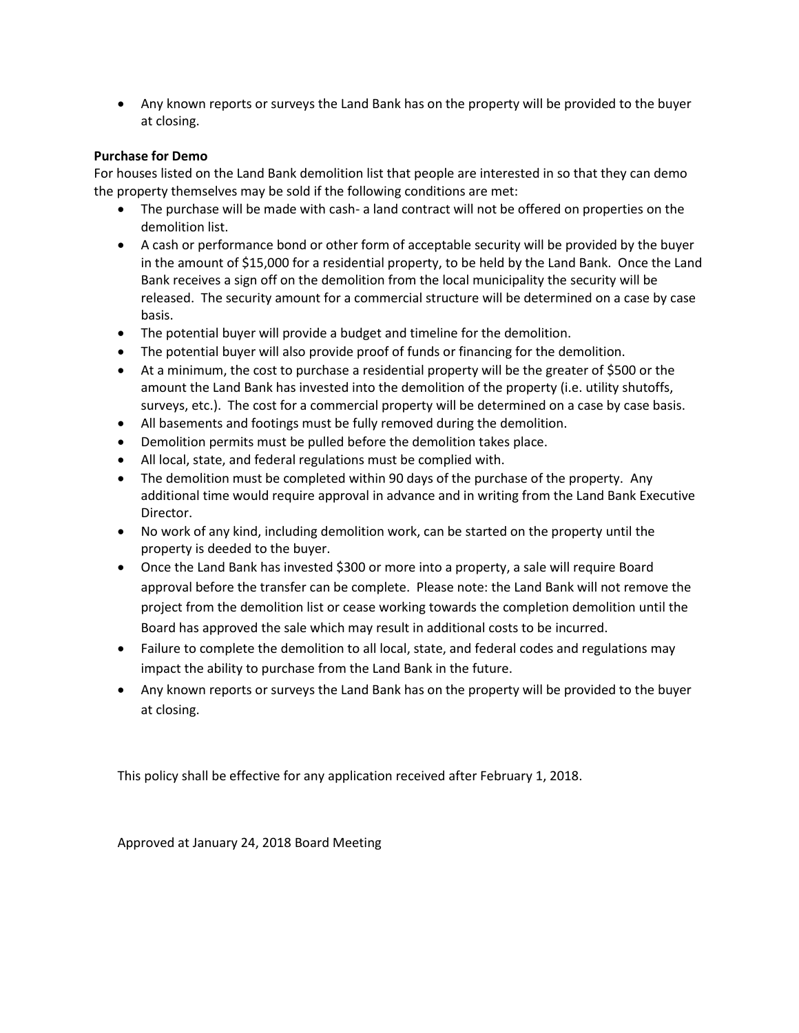- Any known reports or surveys the Land Bank has on the property will be provided to the buyer at closing.

**Purchase for Demo**

For houses listed on the Land Bank demolition list that people are interested in so that they can demo the property themselves may be sold if the following conditions are met:

- The purchase will be made with cash- a land contract will not be offered on properties on the demolition list.
- A cash or performance bond or other form of acceptable security will be provided by the buyer in the amount of $15,000 for a residential property, to be held by the Land Bank. Once the Land Bank receives a sign off on the demolition from the local municipality the security will be released. The security amount for a commercial structure will be determined on a case by case basis.
- The potential buyer will provide a budget and timeline for the demolition.
- The potential buyer will also provide proof of funds or financing for the demolition.
- At a minimum, the cost to purchase a residential property will be the greater of $500 or the amount the Land Bank has invested into the demolition of the property (i.e. utility shutoffs, surveys, etc.). The cost for a commercial property will be determined on a case by case basis.
- All basements and footings must be fully removed during the demolition.
- Demolition permits must be pulled before the demolition takes place.
- All local, state, and federal regulations must be complied with.
- The demolition must be completed within 90 days of the purchase of the property. Any additional time would require approval in advance and in writing from the Land Bank Executive Director.
- No work of any kind, including demolition work, can be started on the property until the property is deeded to the buyer.
- Once the Land Bank has invested $300 or more into a property, a sale will require Board approval before the transfer can be complete. Please note: the Land Bank will not remove the project from the demolition list or cease working towards the completion demolition until the Board has approved the sale which may result in additional costs to be incurred.
- Failure to complete the demolition to all local, state, and federal codes and regulations may impact the ability to purchase from the Land Bank in the future.
- Any known reports or surveys the Land Bank has on the property will be provided to the buyer at closing.

This policy shall be effective for any application received after February 1, 2018.

Approved at January 24, 2018 Board Meeting